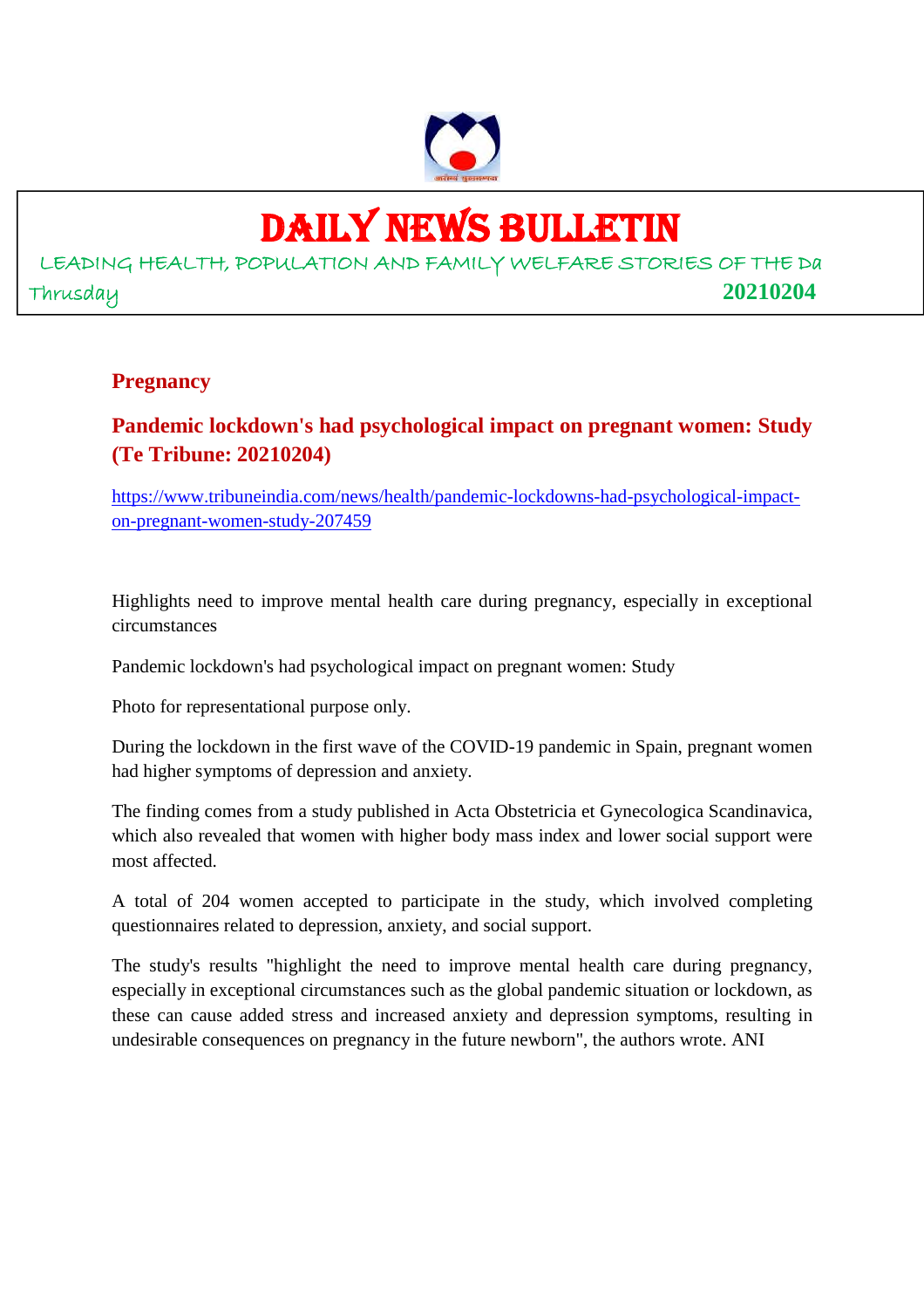# DAILY NEWS BULLETIN

LEADING HEALTH, POPULATION AND FAMILY WELFARE STORIES OF THE Da

Thrusday **20210204**

## Pregnancy

### Pandemic lockdown's had psychological impact on pregnant women: Study (Te Tribune: 20210204)

https://www.tribuneindia.com/news/health/pandemic-lockdowns-had-psychological-impact-on-pregnant-women-study-207459

Highlights need to improve mental health care during pregnancy, especially in exceptional circumstances

Pandemic lockdown's had psychological impact on pregnant women: Study

Photo for representational purpose only.

During the lockdown in the first wave of the COVID-19 pandemic in Spain, pregnant women had higher symptoms of depression and anxiety.

The finding comes from a study published in Acta Obstetricia et Gynecologica Scandinavica, which also revealed that women with higher body mass index and lower social support were most affected.

A total of 204 women accepted to participate in the study, which involved completing questionnaires related to depression, anxiety, and social support.

The study's results "highlight the need to improve mental health care during pregnancy, especially in exceptional circumstances such as the global pandemic situation or lockdown, as these can cause added stress and increased anxiety and depression symptoms, resulting in undesirable consequences on pregnancy in the future newborn", the authors wrote. ANI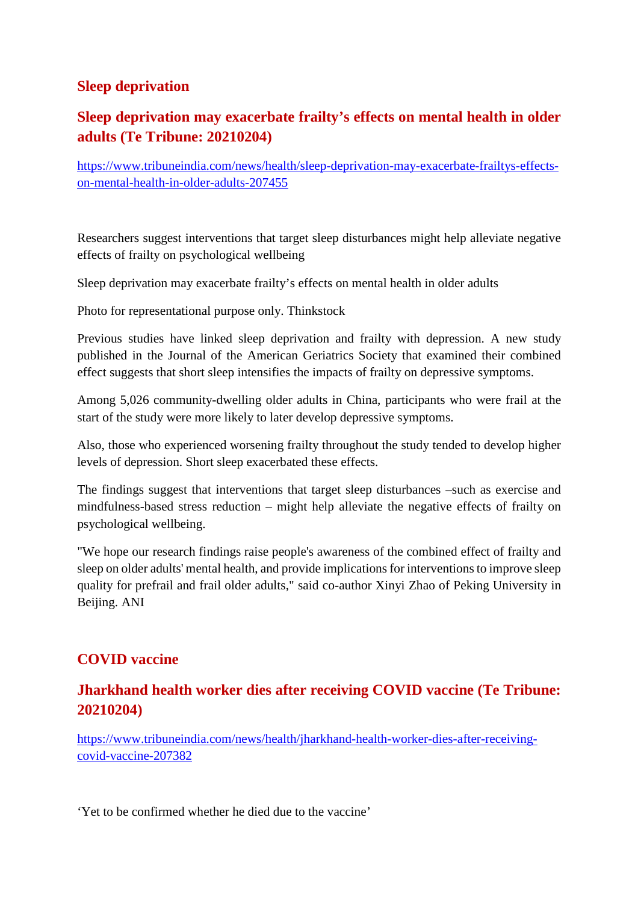## Sleep deprivation

### Sleep deprivation may exacerbate frailty's effects on mental health in older adults (Te Tribune: 20210204)

https://www.tribuneindia.com/news/health/sleep-deprivation-may-exacerbate-frailtys-effects-on-mental-health-in-older-adults-207455

Researchers suggest interventions that target sleep disturbances might help alleviate negative effects of frailty on psychological wellbeing

Sleep deprivation may exacerbate frailty's effects on mental health in older adults

Photo for representational purpose only. Thinkstock

Previous studies have linked sleep deprivation and frailty with depression. A new study published in the Journal of the American Geriatrics Society that examined their combined effect suggests that short sleep intensifies the impacts of frailty on depressive symptoms.

Among 5,026 community-dwelling older adults in China, participants who were frail at the start of the study were more likely to later develop depressive symptoms.

Also, those who experienced worsening frailty throughout the study tended to develop higher levels of depression. Short sleep exacerbated these effects.

The findings suggest that interventions that target sleep disturbances –such as exercise and mindfulness-based stress reduction – might help alleviate the negative effects of frailty on psychological wellbeing.

"We hope our research findings raise people's awareness of the combined effect of frailty and sleep on older adults' mental health, and provide implications for interventions to improve sleep quality for prefrail and frail older adults," said co-author Xinyi Zhao of Peking University in Beijing. ANI

## COVID vaccine

### Jharkhand health worker dies after receiving COVID vaccine (Te Tribune: 20210204)

https://www.tribuneindia.com/news/health/jharkhand-health-worker-dies-after-receiving-covid-vaccine-207382

'Yet to be confirmed whether he died due to the vaccine'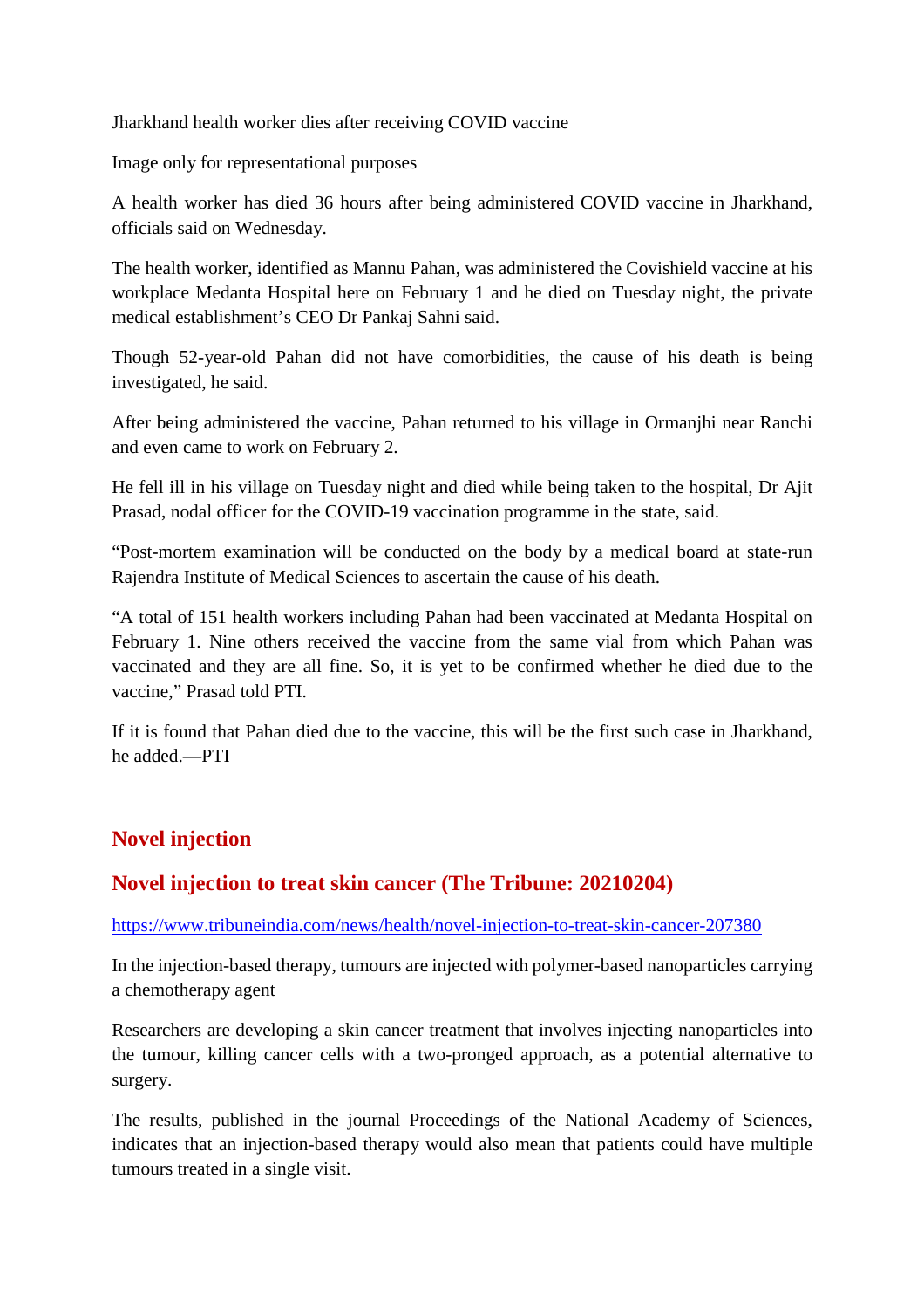Jharkhand health worker dies after receiving COVID vaccine

Image only for representational purposes

A health worker has died 36 hours after being administered COVID vaccine in Jharkhand, officials said on Wednesday.

The health worker, identified as Mannu Pahan, was administered the Covishield vaccine at his workplace Medanta Hospital here on February 1 and he died on Tuesday night, the private medical establishment's CEO Dr Pankaj Sahni said.

Though 52-year-old Pahan did not have comorbidities, the cause of his death is being investigated, he said.

After being administered the vaccine, Pahan returned to his village in Ormanjhi near Ranchi and even came to work on February 2.

He fell ill in his village on Tuesday night and died while being taken to the hospital, Dr Ajit Prasad, nodal officer for the COVID-19 vaccination programme in the state, said.

"Post-mortem examination will be conducted on the body by a medical board at state-run Rajendra Institute of Medical Sciences to ascertain the cause of his death.

"A total of 151 health workers including Pahan had been vaccinated at Medanta Hospital on February 1. Nine others received the vaccine from the same vial from which Pahan was vaccinated and they are all fine. So, it is yet to be confirmed whether he died due to the vaccine," Prasad told PTI.

If it is found that Pahan died due to the vaccine, this will be the first such case in Jharkhand, he added.—PTI

## Novel injection

## Novel injection to treat skin cancer (The Tribune: 20210204)

https://www.tribuneindia.com/news/health/novel-injection-to-treat-skin-cancer-207380

In the injection-based therapy, tumours are injected with polymer-based nanoparticles carrying a chemotherapy agent

Researchers are developing a skin cancer treatment that involves injecting nanoparticles into the tumour, killing cancer cells with a two-pronged approach, as a potential alternative to surgery.

The results, published in the journal Proceedings of the National Academy of Sciences, indicates that an injection-based therapy would also mean that patients could have multiple tumours treated in a single visit.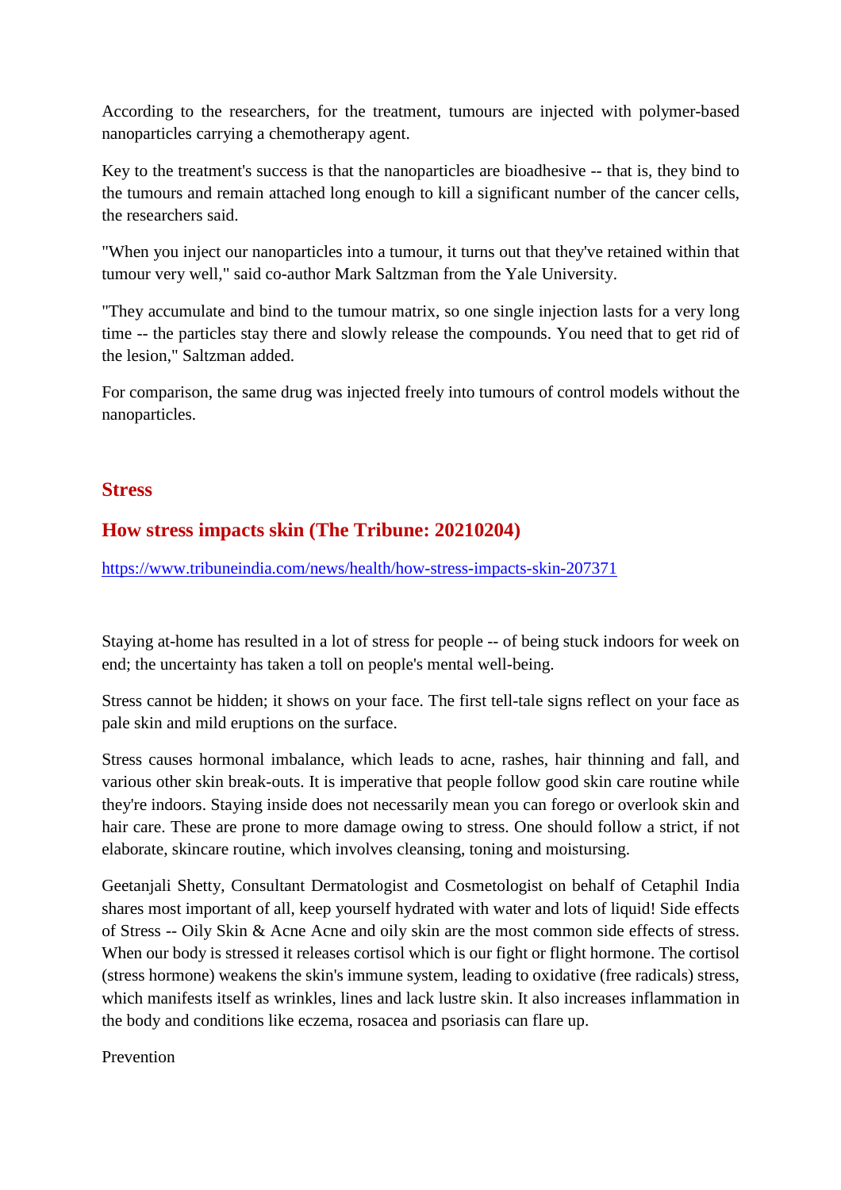According to the researchers, for the treatment, tumours are injected with polymer-based nanoparticles carrying a chemotherapy agent.

Key to the treatment's success is that the nanoparticles are bioadhesive -- that is, they bind to the tumours and remain attached long enough to kill a significant number of the cancer cells, the researchers said.

"When you inject our nanoparticles into a tumour, it turns out that they've retained within that tumour very well," said co-author Mark Saltzman from the Yale University.

"They accumulate and bind to the tumour matrix, so one single injection lasts for a very long time -- the particles stay there and slowly release the compounds. You need that to get rid of the lesion," Saltzman added.

For comparison, the same drug was injected freely into tumours of control models without the nanoparticles.

## Stress

## How stress impacts skin (The Tribune: 20210204)

https://www.tribuneindia.com/news/health/how-stress-impacts-skin-207371

Staying at-home has resulted in a lot of stress for people -- of being stuck indoors for week on end; the uncertainty has taken a toll on people's mental well-being.

Stress cannot be hidden; it shows on your face. The first tell-tale signs reflect on your face as pale skin and mild eruptions on the surface.

Stress causes hormonal imbalance, which leads to acne, rashes, hair thinning and fall, and various other skin break-outs. It is imperative that people follow good skin care routine while they're indoors. Staying inside does not necessarily mean you can forego or overlook skin and hair care. These are prone to more damage owing to stress. One should follow a strict, if not elaborate, skincare routine, which involves cleansing, toning and moistursing.

Geetanjali Shetty, Consultant Dermatologist and Cosmetologist on behalf of Cetaphil India shares most important of all, keep yourself hydrated with water and lots of liquid! Side effects of Stress -- Oily Skin & Acne Acne and oily skin are the most common side effects of stress. When our body is stressed it releases cortisol which is our fight or flight hormone. The cortisol (stress hormone) weakens the skin's immune system, leading to oxidative (free radicals) stress, which manifests itself as wrinkles, lines and lack lustre skin. It also increases inflammation in the body and conditions like eczema, rosacea and psoriasis can flare up.

Prevention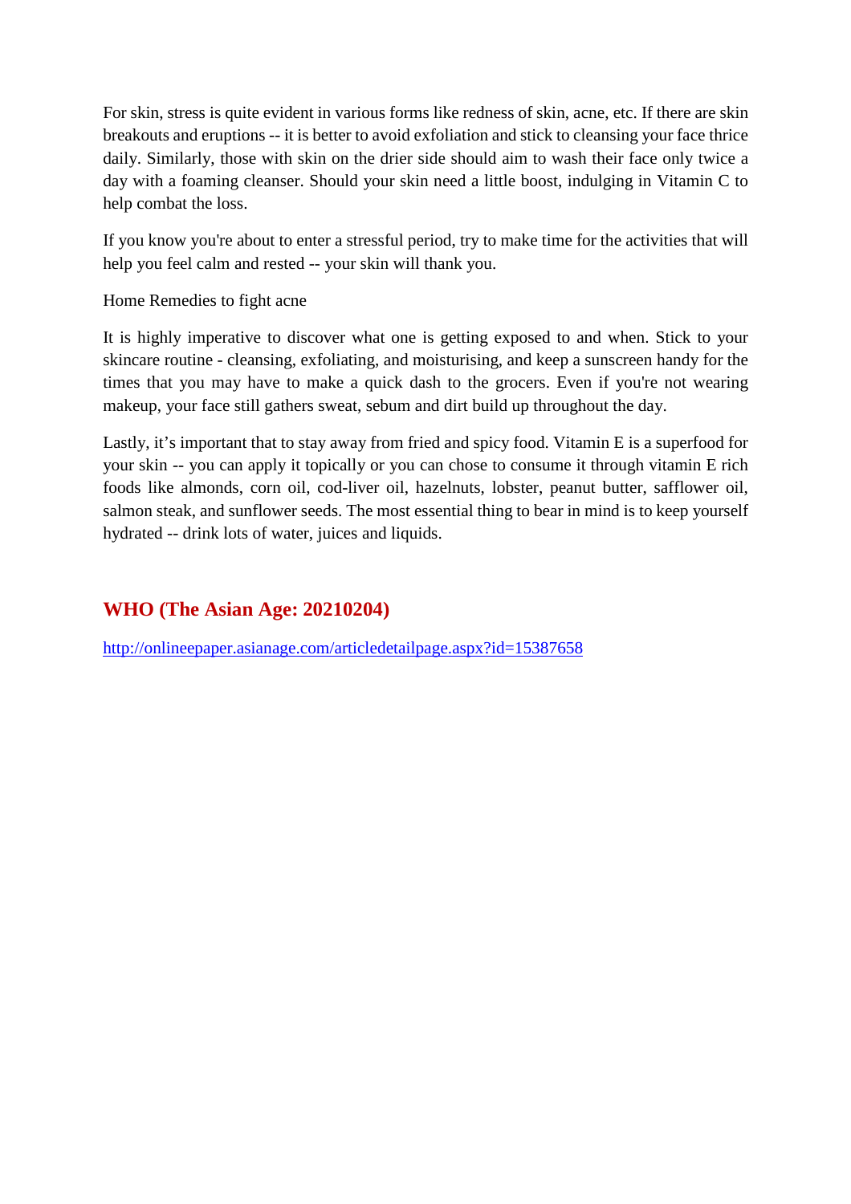For skin, stress is quite evident in various forms like redness of skin, acne, etc. If there are skin breakouts and eruptions -- it is better to avoid exfoliation and stick to cleansing your face thrice daily. Similarly, those with skin on the drier side should aim to wash their face only twice a day with a foaming cleanser. Should your skin need a little boost, indulging in Vitamin C to help combat the loss.

If you know you're about to enter a stressful period, try to make time for the activities that will help you feel calm and rested -- your skin will thank you.

Home Remedies to fight acne

It is highly imperative to discover what one is getting exposed to and when. Stick to your skincare routine - cleansing, exfoliating, and moisturising, and keep a sunscreen handy for the times that you may have to make a quick dash to the grocers. Even if you're not wearing makeup, your face still gathers sweat, sebum and dirt build up throughout the day.

Lastly, it's important that to stay away from fried and spicy food. Vitamin E is a superfood for your skin -- you can apply it topically or you can chose to consume it through vitamin E rich foods like almonds, corn oil, cod-liver oil, hazelnuts, lobster, peanut butter, safflower oil, salmon steak, and sunflower seeds. The most essential thing to bear in mind is to keep yourself hydrated -- drink lots of water, juices and liquids.

## WHO (The Asian Age: 20210204)

http://onlineepaper.asianage.com/articledetailpage.aspx?id=15387658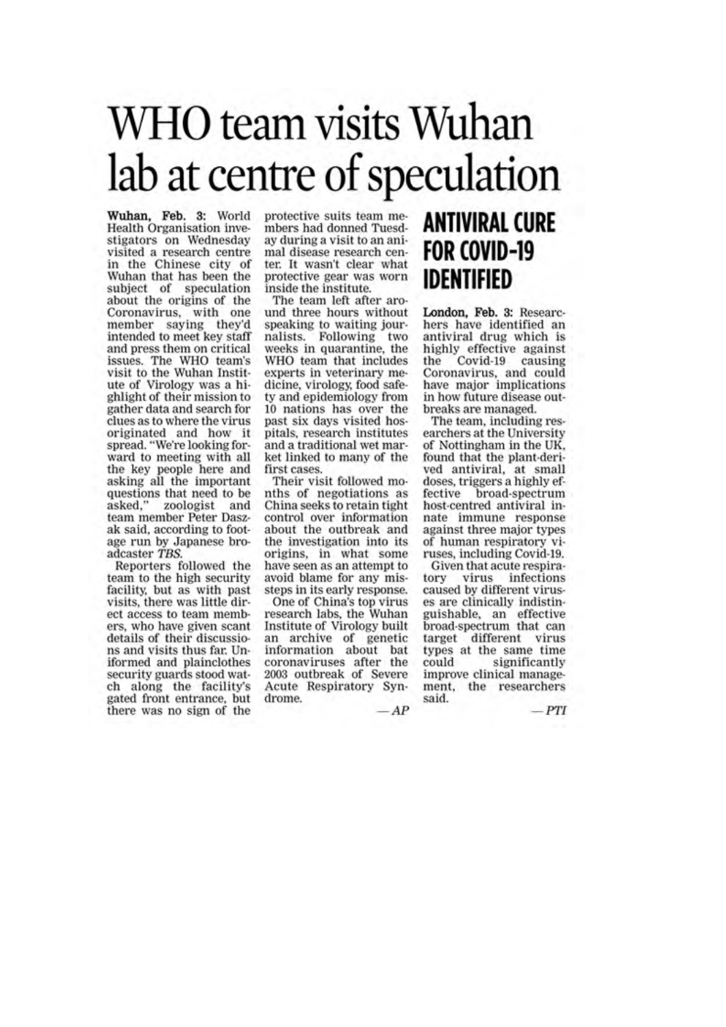# WHO team visits Wuhan lab at centre of speculation

**Wuhan, Feb. 3:** World Health Organisation investigators on Wednesday visited a research centre in the Chinese city of Wuhan that has been the subject of speculation about the origins of the Coronavirus, with one member saying they'd intended to meet key staff and press them on critical issues. The WHO team's visit to the Wuhan Institute of Virology was a highlight of their mission to gather data and search for clues as to where the virus originated and how it spread. "We're looking forward to meeting with all the key people here and asking all the important questions that need to be asked," zoologist and team member Peter Daszak said, according to footage run by Japanese broadcaster *TBS*.

Reporters followed the team to the high security facility, but as with past visits, there was little direct access to team members, who have given scant details of their discussions and visits thus far. Uniformed and plainclothes security guards stood watch along the facility's gated front entrance, but there was no sign of the protective suits team members had donned Tuesday during a visit to an animal disease research center. It wasn't clear what protective gear was worn inside the institute.

The team left after around three hours without speaking to waiting journalists. Following two weeks in quarantine, the WHO team that includes experts in veterinary medicine, virology, food safety and epidemiology from 10 nations has over the past six days visited hospitals, research institutes and a traditional wet market linked to many of the first cases.

Their visit followed months of negotiations as China seeks to retain tight control over information about the outbreak and the investigation into its origins, in what some have seen as an attempt to avoid blame for any missteps in its early response.

One of China's top virus research labs, the Wuhan Institute of Virology built an archive of genetic information about bat coronaviruses after the 2003 outbreak of Severe Acute Respiratory Syndrome.

*— AP*

## ANTIVIRAL CURE FOR COVID-19 IDENTIFIED

**London, Feb. 3:** Researchers have identified an antiviral drug which is highly effective against the Covid-19 causing Coronavirus, and could have major implications in how future disease outbreaks are managed.

The team, including researchers at the University of Nottingham in the UK, found that the plant-derived antiviral, at small doses, triggers a highly effective broad-spectrum host-centred antiviral innate immune response against three major types of human respiratory viruses, including Covid-19.

Given that acute respiratory virus infections caused by different viruses are clinically indistinguishable, an effective broad-spectrum that can target different virus types at the same time could significantly improve clinical management, the researchers said.

*— PTI*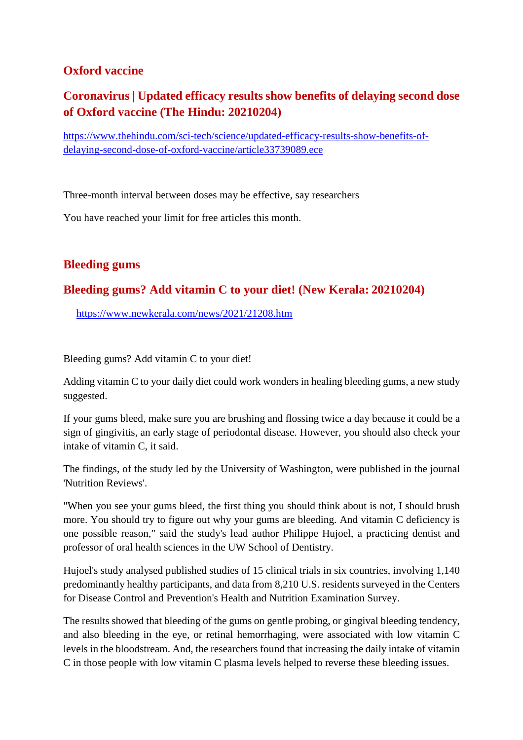## Oxford vaccine

### Coronavirus | Updated efficacy results show benefits of delaying second dose of Oxford vaccine (The Hindu: 20210204)

https://www.thehindu.com/sci-tech/science/updated-efficacy-results-show-benefits-of-delaying-second-dose-of-oxford-vaccine/article33739089.ece

Three-month interval between doses may be effective, say researchers

You have reached your limit for free articles this month.

## Bleeding gums

### Bleeding gums? Add vitamin C to your diet! (New Kerala: 20210204)

https://www.newkerala.com/news/2021/21208.htm

Bleeding gums? Add vitamin C to your diet!

Adding vitamin C to your daily diet could work wonders in healing bleeding gums, a new study suggested.

If your gums bleed, make sure you are brushing and flossing twice a day because it could be a sign of gingivitis, an early stage of periodontal disease. However, you should also check your intake of vitamin C, it said.

The findings, of the study led by the University of Washington, were published in the journal 'Nutrition Reviews'.

"When you see your gums bleed, the first thing you should think about is not, I should brush more. You should try to figure out why your gums are bleeding. And vitamin C deficiency is one possible reason," said the study's lead author Philippe Hujoel, a practicing dentist and professor of oral health sciences in the UW School of Dentistry.

Hujoel's study analysed published studies of 15 clinical trials in six countries, involving 1,140 predominantly healthy participants, and data from 8,210 U.S. residents surveyed in the Centers for Disease Control and Prevention's Health and Nutrition Examination Survey.

The results showed that bleeding of the gums on gentle probing, or gingival bleeding tendency, and also bleeding in the eye, or retinal hemorrhaging, were associated with low vitamin C levels in the bloodstream. And, the researchers found that increasing the daily intake of vitamin C in those people with low vitamin C plasma levels helped to reverse these bleeding issues.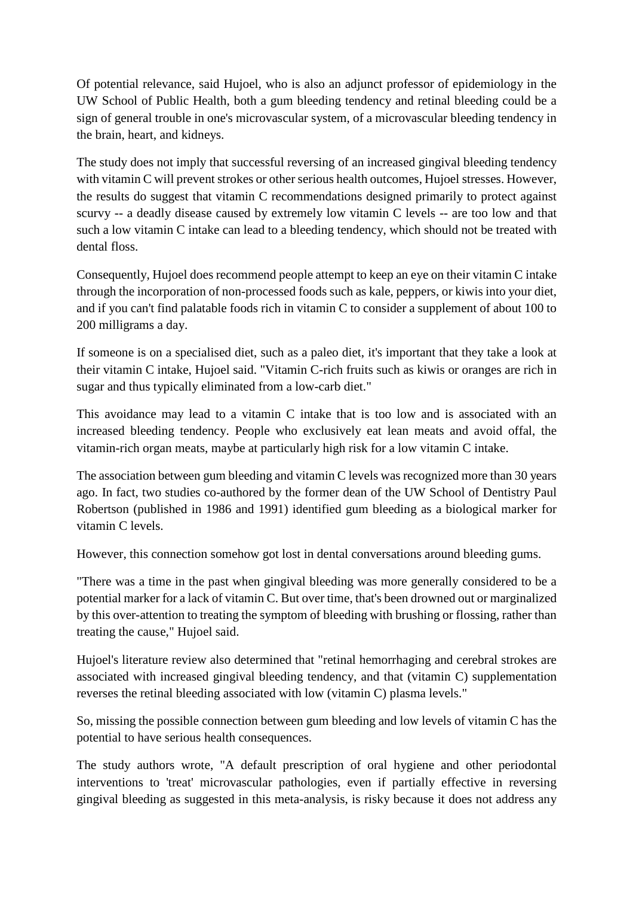Of potential relevance, said Hujoel, who is also an adjunct professor of epidemiology in the UW School of Public Health, both a gum bleeding tendency and retinal bleeding could be a sign of general trouble in one's microvascular system, of a microvascular bleeding tendency in the brain, heart, and kidneys.

The study does not imply that successful reversing of an increased gingival bleeding tendency with vitamin C will prevent strokes or other serious health outcomes, Hujoel stresses. However, the results do suggest that vitamin C recommendations designed primarily to protect against scurvy -- a deadly disease caused by extremely low vitamin C levels -- are too low and that such a low vitamin C intake can lead to a bleeding tendency, which should not be treated with dental floss.

Consequently, Hujoel does recommend people attempt to keep an eye on their vitamin C intake through the incorporation of non-processed foods such as kale, peppers, or kiwis into your diet, and if you can't find palatable foods rich in vitamin C to consider a supplement of about 100 to 200 milligrams a day.

If someone is on a specialised diet, such as a paleo diet, it's important that they take a look at their vitamin C intake, Hujoel said. "Vitamin C-rich fruits such as kiwis or oranges are rich in sugar and thus typically eliminated from a low-carb diet."

This avoidance may lead to a vitamin C intake that is too low and is associated with an increased bleeding tendency. People who exclusively eat lean meats and avoid offal, the vitamin-rich organ meats, maybe at particularly high risk for a low vitamin C intake.

The association between gum bleeding and vitamin C levels was recognized more than 30 years ago. In fact, two studies co-authored by the former dean of the UW School of Dentistry Paul Robertson (published in 1986 and 1991) identified gum bleeding as a biological marker for vitamin C levels.

However, this connection somehow got lost in dental conversations around bleeding gums.

"There was a time in the past when gingival bleeding was more generally considered to be a potential marker for a lack of vitamin C. But over time, that's been drowned out or marginalized by this over-attention to treating the symptom of bleeding with brushing or flossing, rather than treating the cause," Hujoel said.

Hujoel's literature review also determined that "retinal hemorrhaging and cerebral strokes are associated with increased gingival bleeding tendency, and that (vitamin C) supplementation reverses the retinal bleeding associated with low (vitamin C) plasma levels."

So, missing the possible connection between gum bleeding and low levels of vitamin C has the potential to have serious health consequences.

The study authors wrote, "A default prescription of oral hygiene and other periodontal interventions to 'treat' microvascular pathologies, even if partially effective in reversing gingival bleeding as suggested in this meta-analysis, is risky because it does not address any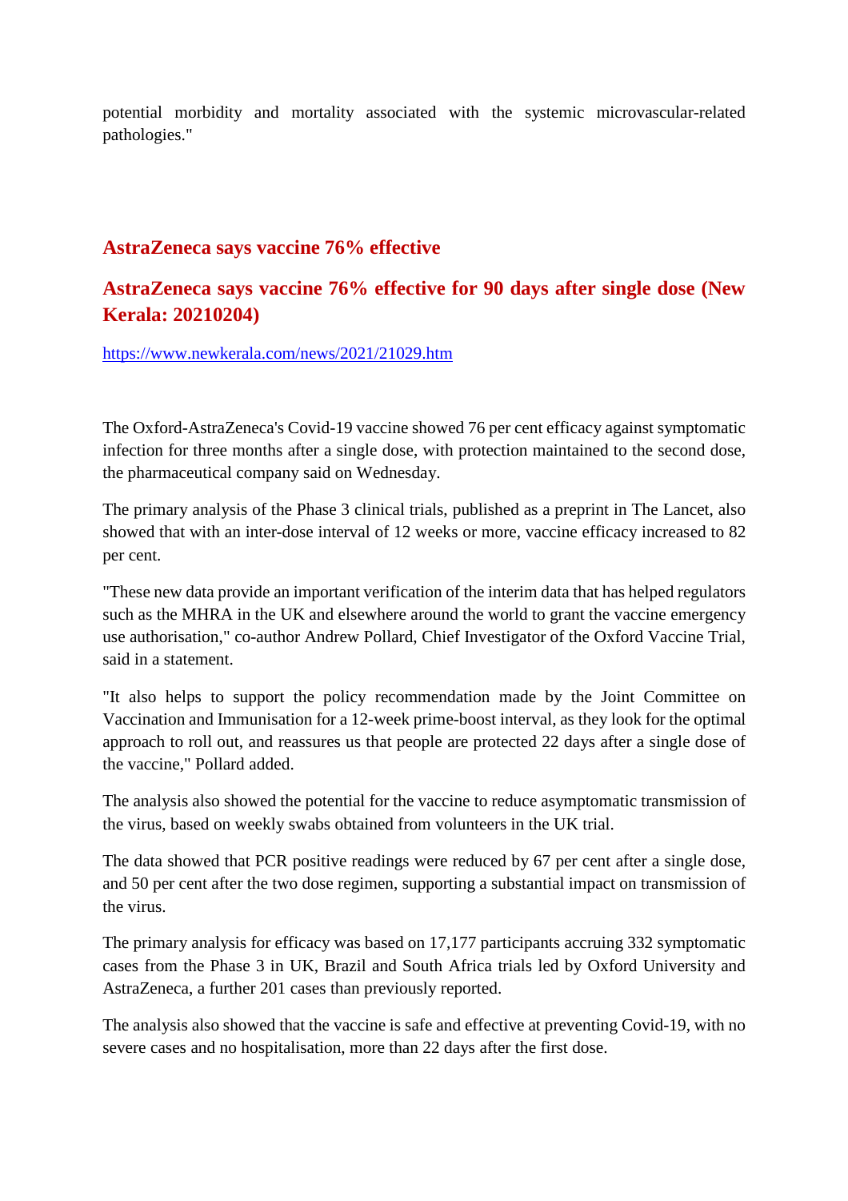potential morbidity and mortality associated with the systemic microvascular-related pathologies."

## AstraZeneca says vaccine 76% effective

## AstraZeneca says vaccine 76% effective for 90 days after single dose (New Kerala: 20210204)

https://www.newkerala.com/news/2021/21029.htm

The Oxford-AstraZeneca's Covid-19 vaccine showed 76 per cent efficacy against symptomatic infection for three months after a single dose, with protection maintained to the second dose, the pharmaceutical company said on Wednesday.

The primary analysis of the Phase 3 clinical trials, published as a preprint in The Lancet, also showed that with an inter-dose interval of 12 weeks or more, vaccine efficacy increased to 82 per cent.

"These new data provide an important verification of the interim data that has helped regulators such as the MHRA in the UK and elsewhere around the world to grant the vaccine emergency use authorisation," co-author Andrew Pollard, Chief Investigator of the Oxford Vaccine Trial, said in a statement.

"It also helps to support the policy recommendation made by the Joint Committee on Vaccination and Immunisation for a 12-week prime-boost interval, as they look for the optimal approach to roll out, and reassures us that people are protected 22 days after a single dose of the vaccine," Pollard added.

The analysis also showed the potential for the vaccine to reduce asymptomatic transmission of the virus, based on weekly swabs obtained from volunteers in the UK trial.

The data showed that PCR positive readings were reduced by 67 per cent after a single dose, and 50 per cent after the two dose regimen, supporting a substantial impact on transmission of the virus.

The primary analysis for efficacy was based on 17,177 participants accruing 332 symptomatic cases from the Phase 3 in UK, Brazil and South Africa trials led by Oxford University and AstraZeneca, a further 201 cases than previously reported.

The analysis also showed that the vaccine is safe and effective at preventing Covid-19, with no severe cases and no hospitalisation, more than 22 days after the first dose.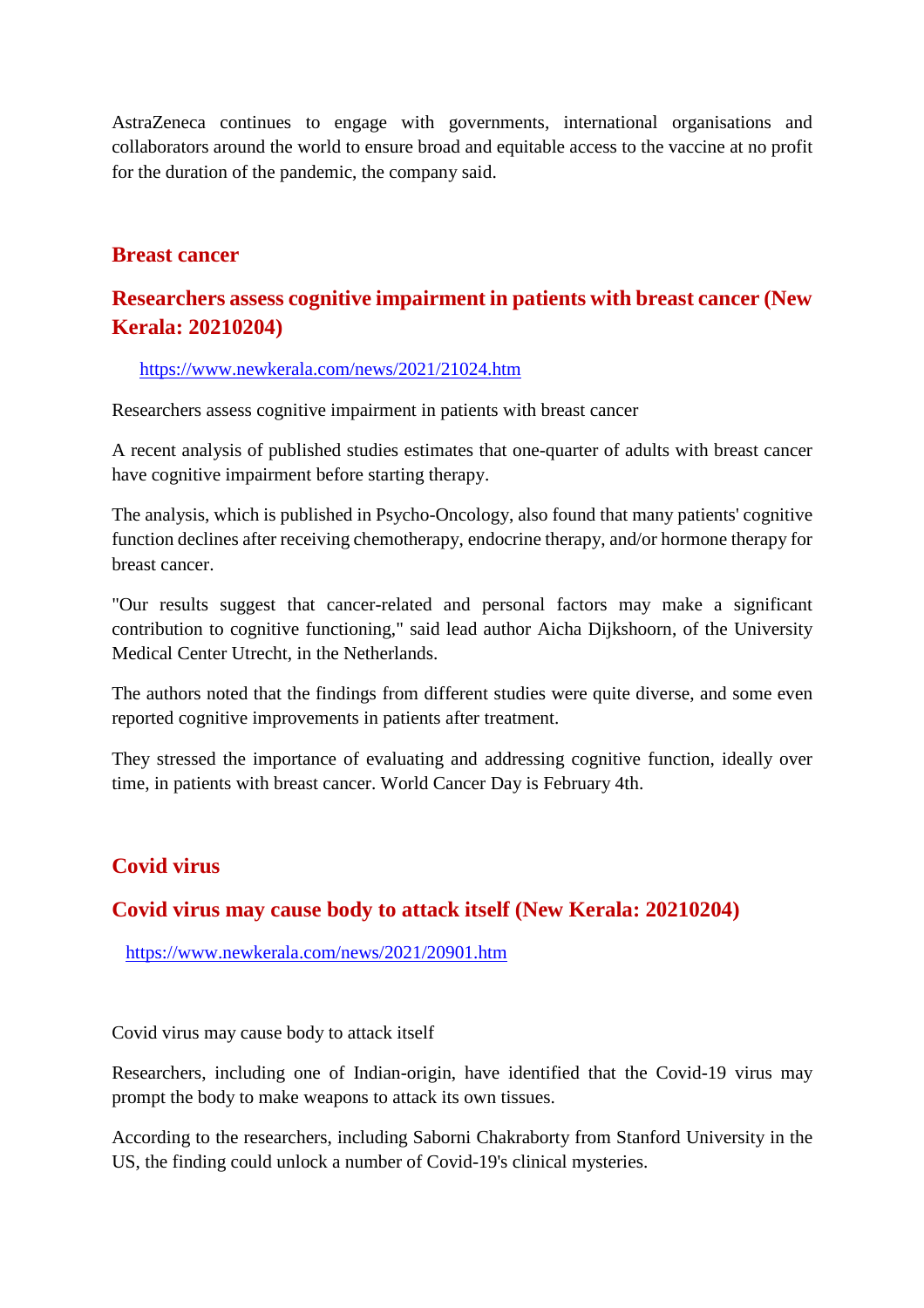AstraZeneca continues to engage with governments, international organisations and collaborators around the world to ensure broad and equitable access to the vaccine at no profit for the duration of the pandemic, the company said.

## Breast cancer

### Researchers assess cognitive impairment in patients with breast cancer (New Kerala: 20210204)

https://www.newkerala.com/news/2021/21024.htm

Researchers assess cognitive impairment in patients with breast cancer

A recent analysis of published studies estimates that one-quarter of adults with breast cancer have cognitive impairment before starting therapy.

The analysis, which is published in Psycho-Oncology, also found that many patients' cognitive function declines after receiving chemotherapy, endocrine therapy, and/or hormone therapy for breast cancer.

"Our results suggest that cancer-related and personal factors may make a significant contribution to cognitive functioning," said lead author Aicha Dijkshoorn, of the University Medical Center Utrecht, in the Netherlands.

The authors noted that the findings from different studies were quite diverse, and some even reported cognitive improvements in patients after treatment.

They stressed the importance of evaluating and addressing cognitive function, ideally over time, in patients with breast cancer. World Cancer Day is February 4th.

## Covid virus

### Covid virus may cause body to attack itself (New Kerala: 20210204)

https://www.newkerala.com/news/2021/20901.htm

Covid virus may cause body to attack itself

Researchers, including one of Indian-origin, have identified that the Covid-19 virus may prompt the body to make weapons to attack its own tissues.

According to the researchers, including Saborni Chakraborty from Stanford University in the US, the finding could unlock a number of Covid-19's clinical mysteries.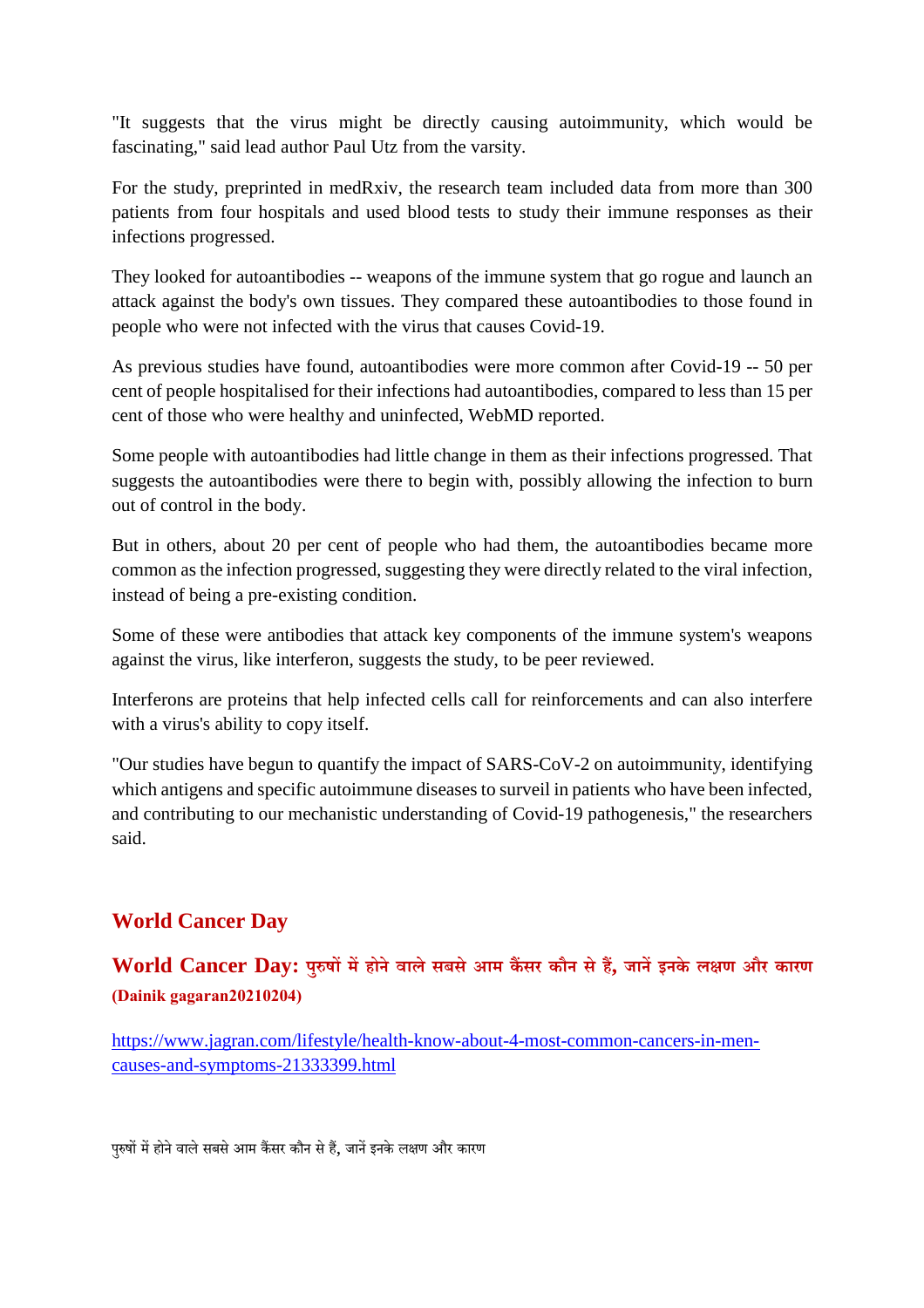"It suggests that the virus might be directly causing autoimmunity, which would be fascinating," said lead author Paul Utz from the varsity.

For the study, preprinted in medRxiv, the research team included data from more than 300 patients from four hospitals and used blood tests to study their immune responses as their infections progressed.

They looked for autoantibodies -- weapons of the immune system that go rogue and launch an attack against the body's own tissues. They compared these autoantibodies to those found in people who were not infected with the virus that causes Covid-19.

As previous studies have found, autoantibodies were more common after Covid-19 -- 50 per cent of people hospitalised for their infections had autoantibodies, compared to less than 15 per cent of those who were healthy and uninfected, WebMD reported.

Some people with autoantibodies had little change in them as their infections progressed. That suggests the autoantibodies were there to begin with, possibly allowing the infection to burn out of control in the body.

But in others, about 20 per cent of people who had them, the autoantibodies became more common as the infection progressed, suggesting they were directly related to the viral infection, instead of being a pre-existing condition.

Some of these were antibodies that attack key components of the immune system's weapons against the virus, like interferon, suggests the study, to be peer reviewed.

Interferons are proteins that help infected cells call for reinforcements and can also interfere with a virus's ability to copy itself.

"Our studies have begun to quantify the impact of SARS-CoV-2 on autoimmunity, identifying which antigens and specific autoimmune diseases to surveil in patients who have been infected, and contributing to our mechanistic understanding of Covid-19 pathogenesis," the researchers said.

## World Cancer Day

### World Cancer Day: पुरुषों में होने वाले सबसे आम कैंसर कौन से हैं, जानें इनके लक्षण और कारण (Dainik gagaran20210204)

https://www.jagran.com/lifestyle/health-know-about-4-most-common-cancers-in-men-causes-and-symptoms-21333399.html

पुरुषों में होने वाले सबसे आम कैंसर कौन से हैं, जानें इनके लक्षण और कारण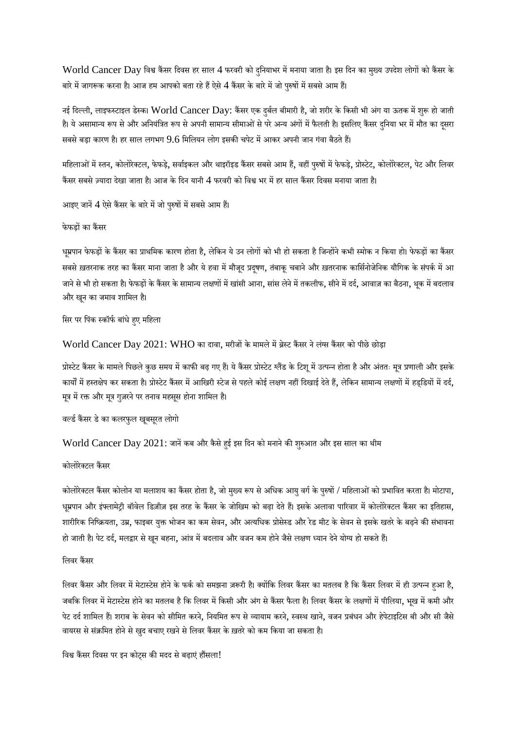World Cancer Day विश्व कैंसर दिवस हर साल 4 फरवरी को दुनियाभर में मनाया जाता है। इस दिन का मुख्य उपदेश लोगों को कैंसर के बारे में जागरूक करना है। आज हम आपको बता रहे हैं ऐसे 4 कैंसर के बारे में जो पुरुषों में सबसे आम हैं।

नई दिल्ली, लाइफस्टाइल डेस्क। World Cancer Day: कैंसर एक दुर्बल बीमारी है, जो शरीर के किसी भी अंग या ऊतक में शुरू हो जाती है। ये असामान्य रूप से और अनियंत्रित रूप से अपनी सामान्य सीमाओं से परे अन्य अंगों में फैलती है। इसलिए कैंसर दुनिया भर में मौत का दूसरा सबसे बड़ा कारण है। हर साल लगभग 9.6 मिलियन लोग इसकी चपेट में आकर अपनी जान गंवा बैठते हैं।

महिलाओं में स्तन, कोलोरेक्टल, फेफड़े, सर्वाइकल और थाइरॉइड कैंसर सबसे आम हैं, वहीं पुरुषों में फेफड़े, प्रोस्टेट, कोलोरेक्टल, पेट और लिवर कैंसर सबसे ज़्यादा देखा जाता है। आज के दिन यानी 4 फरवरी को विश्व भर में हर साल कैंसर दिवस मनाया जाता है।

आइए जानें 4 ऐसे कैंसर के बारे में जो पुरुषों में सबसे आम हैं।

फेफड़ों का कैंसर

धूम्रपान फेफड़ों के कैंसर का प्राथमिक कारण होता है, लेकिन ये उन लोगों को भी हो सकता है जिन्होंने कभी स्मोक न किया हो। फेफड़ों का कैंसर सबसे ख़तरनाक तरह का कैंसर माना जाता है और ये हवा में मौजूद प्रदूषण, तंबाकू चबाने और ख़तरनाक कार्सिनोजेनिक यौगिक के संपर्क में आ जाने से भी हो सकता है। फेफड़ों के कैंसर के सामान्य लक्षणों में खांसी आना, सांस लेने में तकलीफ, सीने में दर्द, आवाज़ का बैठना, थूक में बदलाव और खून का जमाव शामिल है।

सिर पर पिंक स्कॉर्फ बांधे हुए महिला

World Cancer Day 2021: WHO का दावा, मरीजों के मामले में ब्रेस्ट कैंसर ने लंग्स कैंसर को पीछे छोड़ा

प्रोस्टेट कैंसर के मामले पिछले कुछ समय में काफी बढ़ गए हैं। ये कैंसर प्रोस्टेट ग्लैंड के टिशू में उत्पन्न होता है और अंततः मूत्र प्रणाली और इसके कार्यों में हस्तक्षेप कर सकता है। प्रोस्टेट कैंसर में आखिरी स्टेज से पहले कोई लक्षण नहीं दिखाई देते हैं, लेकिन सामान्य लक्षणों में हड्डियों में दर्द, मूत्र में रक्त और मूत्र गुज़रने पर तनाव महसूस होना शामिल है।

वर्ल्ड कैंसर डे का कलरफुल खूबसूरत लोगो

World Cancer Day 2021: जानें कब और कैसे हुई इस दिन को मनाने की शुरुआत और इस साल का थीम

कोलोरेक्टल कैंसर

कोलोरेक्टल कैंसर कोलोन या मलाशय का कैंसर होता है, जो मुख्य रूप से अधिक आयु वर्ग के पुरुषों / महिलाओं को प्रभावित करता है। मोटापा, धूम्रपान और इंफ्लामेट्री बॉवेल डिज़ीज़ इस तरह के कैंसर के जोखिम को बढ़ा देते हैं। इसके अलावा पारिवार में कोलोरेक्टल कैंसर का इतिहास, शारीरिक निष्क्रियता, उम्र, फाइबर युक्त भोजन का कम सेवन, और अत्यधिक प्रोसेस्ड और रेड मीट के सेवन से इसके खतरे के बढ़ने की संभावना हो जाती है। पेट दर्द, मलद्वार से खून बहना, आंत्र में बदलाव और वजन कम होने जैसे लक्षण ध्यान देने योग्य हो सकते हैं।

लिवर कैंसर

लिवर कैंसर और लिवर में मेटास्टेस होने के फर्क को समझना ज़रूरी है। क्योंकि लिवर कैंसर का मतलब है कि कैंसर लिवर में ही उत्पन्न हुआ है, जबकि लिवर में मेटास्टेस होने का मतलब है कि लिवर में किसी और अंग से कैंसर फैला है। लिवर कैंसर के लक्षणों में पीलिया, भूख में कमी और पेट दर्द शामिल हैं। शराब के सेवन को सीमित करने, नियमित रूप से व्यायाम करने, स्वस्थ खाने, वजन प्रबंधन और हेपेटाइटिस बी और सी जैसे वायरस से संक्रमित होने से खुद बचाए रखने से लिवर कैंसर के ख़तरे को कम किया जा सकता है।

विश्व कैंसर दिवस पर इन कोट्स की मदद से बढ़ाएं हौंसला!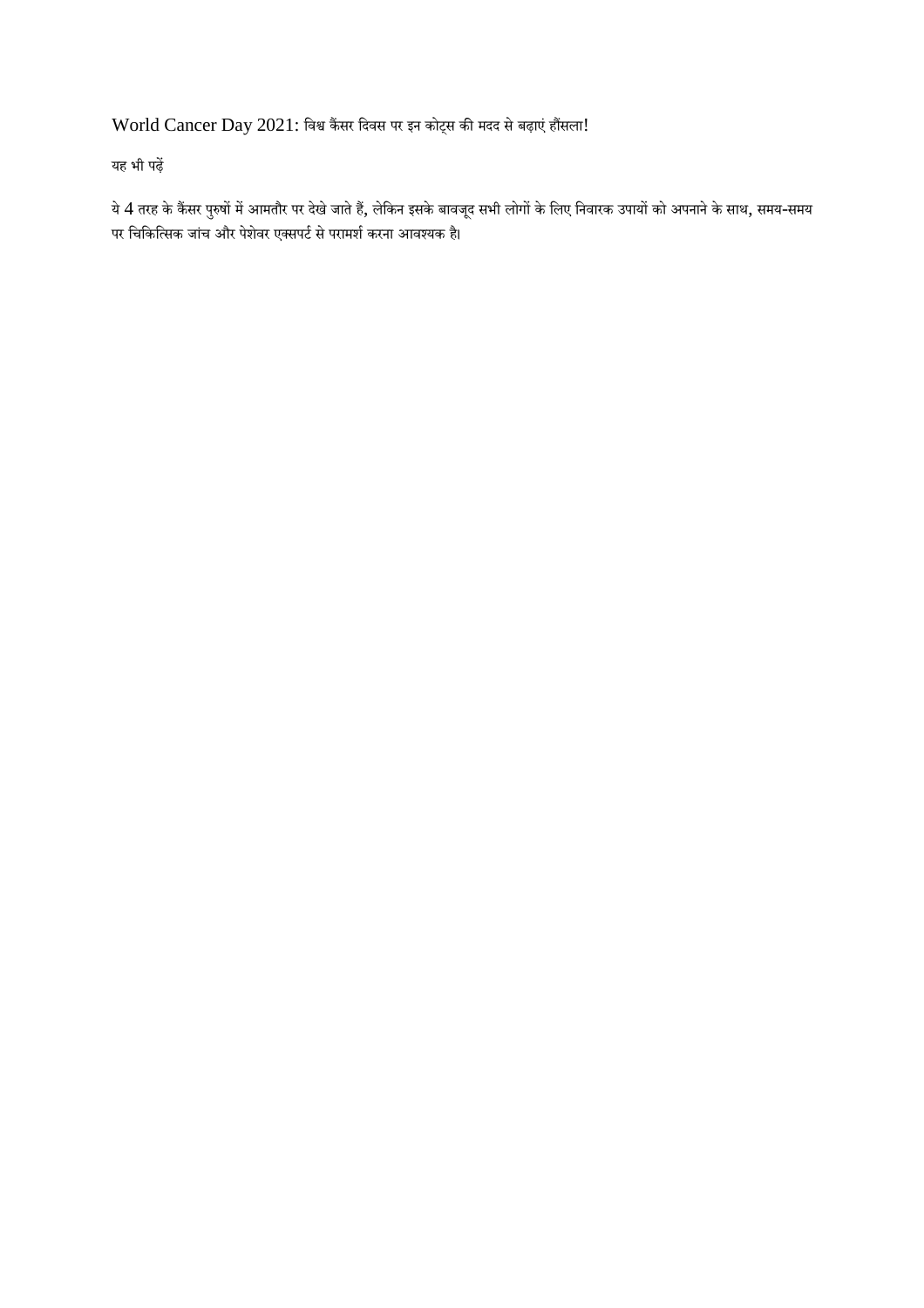World Cancer Day 2021: विश्व कैंसर दिवस पर इन कोट्स की मदद से बढ़ाएं हौंसला!

यह भी पढ़ें

ये 4 तरह के कैंसर पुरुषों में आमतौर पर देखे जाते हैं, लेकिन इसके बावजूद सभी लोगों के लिए निवारक उपायों को अपनाने के साथ, समय-समय पर चिकित्सिक जांच और पेशेवर एक्सपर्ट से परामर्श करना आवश्यक है।